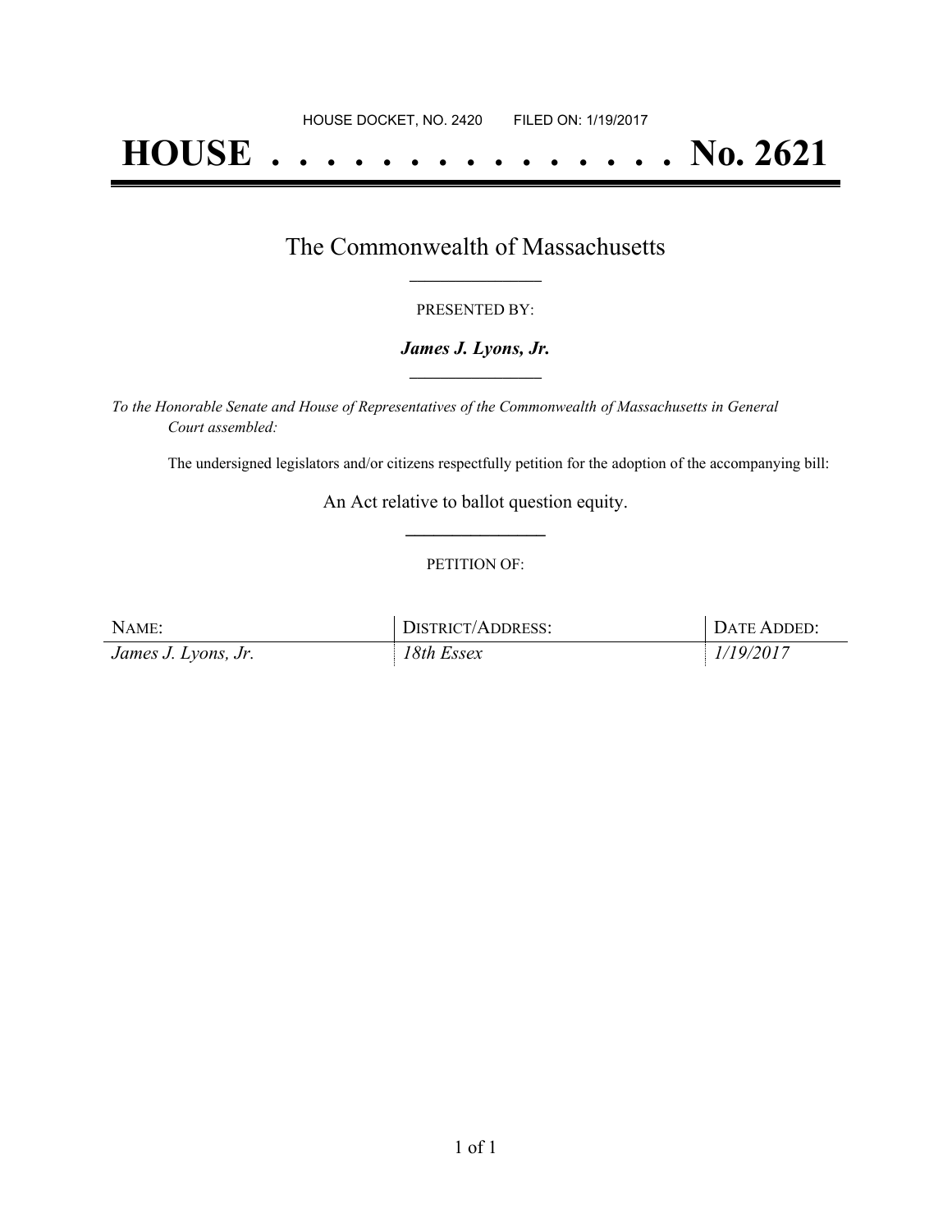HOUSE DOCKET, NO. 2420 FILED ON: 1/19/2017

# HOUSE . . . . . . . . . . . . . . . No. 2621

## The Commonwealth of Massachusetts

PRESENTED BY:

***James J. Lyons, Jr.***

*To the Honorable Senate and House of Representatives of the Commonwealth of Massachusetts in General Court assembled:*

The undersigned legislators and/or citizens respectfully petition for the adoption of the accompanying bill:

An Act relative to ballot question equity.

PETITION OF:

| NAME: | DISTRICT/ADDRESS: | DATE ADDED: |
|---|---|---|
| *James J. Lyons, Jr.* | *18th Essex* | *1/19/2017* |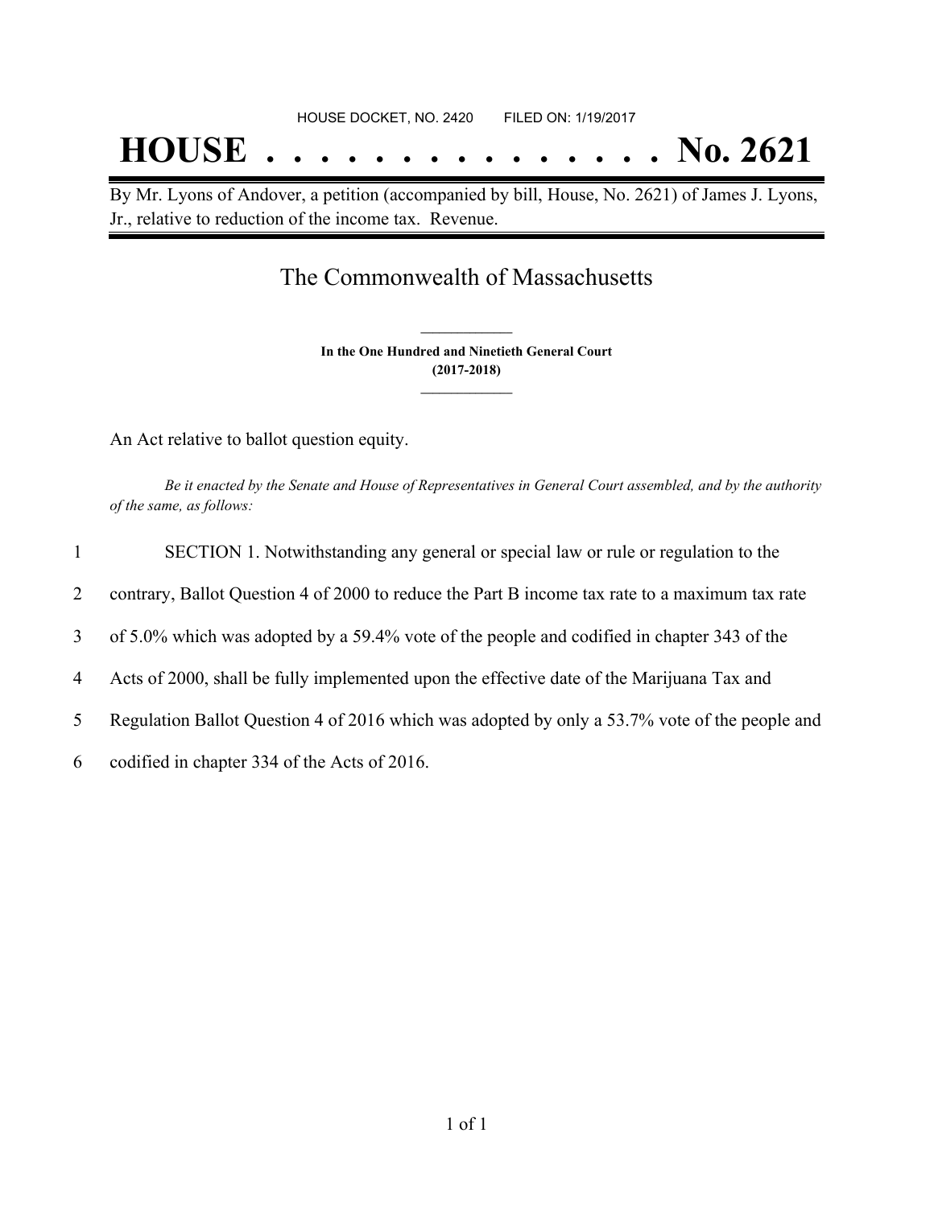HOUSE DOCKET, NO. 2420        FILED ON: 1/19/2017

# HOUSE . . . . . . . . . . . . . . . No. 2621

By Mr. Lyons of Andover, a petition (accompanied by bill, House, No. 2621) of James J. Lyons, Jr., relative to reduction of the income tax. Revenue.

## The Commonwealth of Massachusetts

**In the One Hundred and Ninetieth General Court**
**(2017-2018)**

An Act relative to ballot question equity.

*Be it enacted by the Senate and House of Representatives in General Court assembled, and by the authority of the same, as follows:*

1 SECTION 1. Notwithstanding any general or special law or rule or regulation to the
2 contrary, Ballot Question 4 of 2000 to reduce the Part B income tax rate to a maximum tax rate
3 of 5.0% which was adopted by a 59.4% vote of the people and codified in chapter 343 of the
4 Acts of 2000, shall be fully implemented upon the effective date of the Marijuana Tax and
5 Regulation Ballot Question 4 of 2016 which was adopted by only a 53.7% vote of the people and
6 codified in chapter 334 of the Acts of 2016.